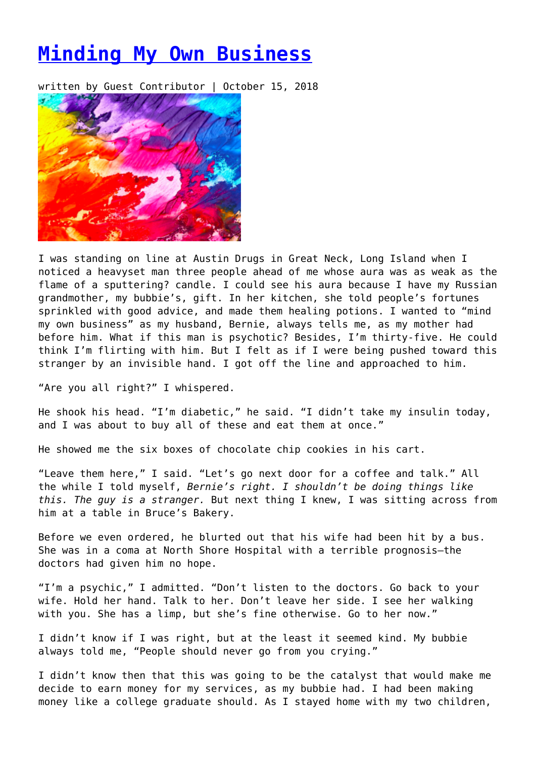# Minding My Own Business

written by Guest Contributor | October 15, 2018

I was standing on line at Austin Drugs in Great Neck, Long Island when I noticed a heavyset man three people ahead of me whose aura was as weak as the flame of a sputtering? candle. I could see his aura because I have my Russian grandmother, my bubbie's, gift. In her kitchen, she told people's fortunes sprinkled with good advice, and made them healing potions. I wanted to "mind my own business" as my husband, Bernie, always tells me, as my mother had before him. What if this man is psychotic? Besides, I'm thirty-five. He could think I'm flirting with him. But I felt as if I were being pushed toward this stranger by an invisible hand. I got off the line and approached to him.

"Are you all right?" I whispered.

He shook his head. "I'm diabetic," he said. "I didn't take my insulin today, and I was about to buy all of these and eat them at once."

He showed me the six boxes of chocolate chip cookies in his cart.

"Leave them here," I said. "Let's go next door for a coffee and talk." All the while I told myself, *Bernie's right. I shouldn't be doing things like this. The guy is a stranger.* But next thing I knew, I was sitting across from him at a table in Bruce's Bakery.

Before we even ordered, he blurted out that his wife had been hit by a bus. She was in a coma at North Shore Hospital with a terrible prognosis—the doctors had given him no hope.

"I'm a psychic," I admitted. "Don't listen to the doctors. Go back to your wife. Hold her hand. Talk to her. Don't leave her side. I see her walking with you. She has a limp, but she's fine otherwise. Go to her now."

I didn't know if I was right, but at the least it seemed kind. My bubbie always told me, "People should never go from you crying."

I didn't know then that this was going to be the catalyst that would make me decide to earn money for my services, as my bubbie had. I had been making money like a college graduate should. As I stayed home with my two children,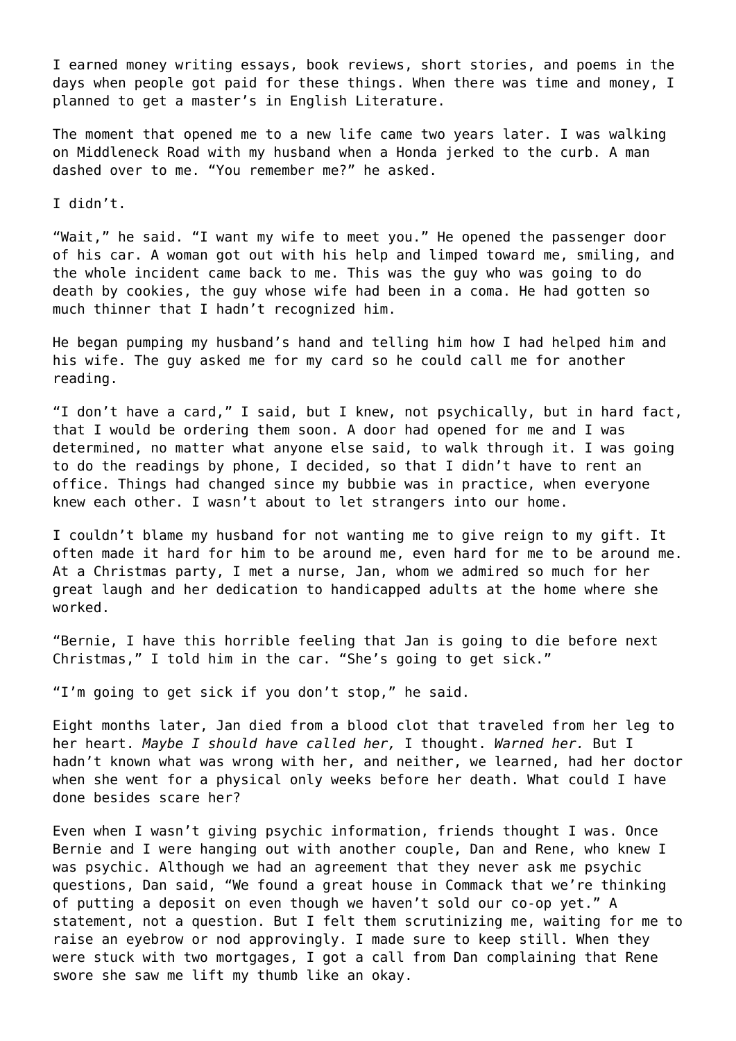I earned money writing essays, book reviews, short stories, and poems in the days when people got paid for these things. When there was time and money, I planned to get a master's in English Literature.

The moment that opened me to a new life came two years later. I was walking on Middleneck Road with my husband when a Honda jerked to the curb. A man dashed over to me. "You remember me?" he asked.

I didn't.

"Wait," he said. "I want my wife to meet you." He opened the passenger door of his car. A woman got out with his help and limped toward me, smiling, and the whole incident came back to me. This was the guy who was going to do death by cookies, the guy whose wife had been in a coma. He had gotten so much thinner that I hadn't recognized him.

He began pumping my husband's hand and telling him how I had helped him and his wife. The guy asked me for my card so he could call me for another reading.

"I don't have a card," I said, but I knew, not psychically, but in hard fact, that I would be ordering them soon. A door had opened for me and I was determined, no matter what anyone else said, to walk through it. I was going to do the readings by phone, I decided, so that I didn't have to rent an office. Things had changed since my bubbie was in practice, when everyone knew each other. I wasn't about to let strangers into our home.

I couldn't blame my husband for not wanting me to give reign to my gift. It often made it hard for him to be around me, even hard for me to be around me. At a Christmas party, I met a nurse, Jan, whom we admired so much for her great laugh and her dedication to handicapped adults at the home where she worked.

"Bernie, I have this horrible feeling that Jan is going to die before next Christmas," I told him in the car. "She's going to get sick."

"I'm going to get sick if you don't stop," he said.

Eight months later, Jan died from a blood clot that traveled from her leg to her heart. *Maybe I should have called her,* I thought. *Warned her.* But I hadn't known what was wrong with her, and neither, we learned, had her doctor when she went for a physical only weeks before her death. What could I have done besides scare her?

Even when I wasn't giving psychic information, friends thought I was. Once Bernie and I were hanging out with another couple, Dan and Rene, who knew I was psychic. Although we had an agreement that they never ask me psychic questions, Dan said, "We found a great house in Commack that we're thinking of putting a deposit on even though we haven't sold our co-op yet." A statement, not a question. But I felt them scrutinizing me, waiting for me to raise an eyebrow or nod approvingly. I made sure to keep still. When they were stuck with two mortgages, I got a call from Dan complaining that Rene swore she saw me lift my thumb like an okay.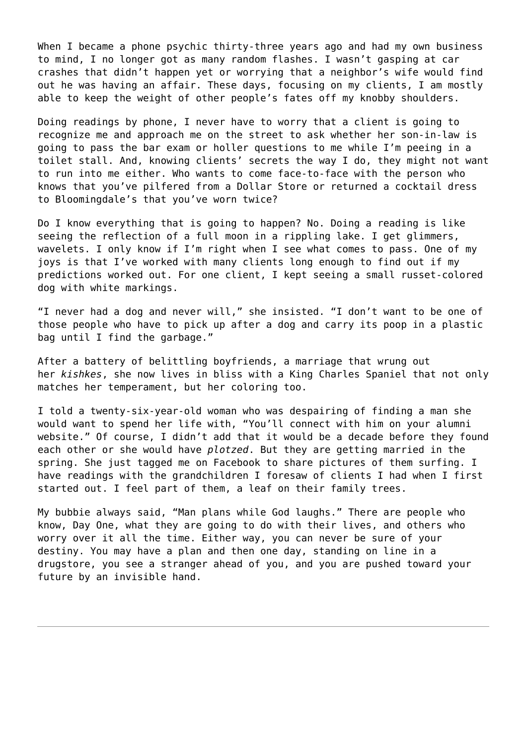When I became a phone psychic thirty-three years ago and had my own business to mind, I no longer got as many random flashes. I wasn't gasping at car crashes that didn't happen yet or worrying that a neighbor's wife would find out he was having an affair. These days, focusing on my clients, I am mostly able to keep the weight of other people's fates off my knobby shoulders.

Doing readings by phone, I never have to worry that a client is going to recognize me and approach me on the street to ask whether her son-in-law is going to pass the bar exam or holler questions to me while I'm peeing in a toilet stall. And, knowing clients' secrets the way I do, they might not want to run into me either. Who wants to come face-to-face with the person who knows that you've pilfered from a Dollar Store or returned a cocktail dress to Bloomingdale's that you've worn twice?

Do I know everything that is going to happen? No. Doing a reading is like seeing the reflection of a full moon in a rippling lake. I get glimmers, wavelets. I only know if I'm right when I see what comes to pass. One of my joys is that I've worked with many clients long enough to find out if my predictions worked out. For one client, I kept seeing a small russet-colored dog with white markings.

"I never had a dog and never will," she insisted. "I don't want to be one of those people who have to pick up after a dog and carry its poop in a plastic bag until I find the garbage."

After a battery of belittling boyfriends, a marriage that wrung out her *kishkes*, she now lives in bliss with a King Charles Spaniel that not only matches her temperament, but her coloring too.

I told a twenty-six-year-old woman who was despairing of finding a man she would want to spend her life with, "You'll connect with him on your alumni website." Of course, I didn't add that it would be a decade before they found each other or she would have *plotzed*. But they are getting married in the spring. She just tagged me on Facebook to share pictures of them surfing. I have readings with the grandchildren I foresaw of clients I had when I first started out. I feel part of them, a leaf on their family trees.

My bubbie always said, "Man plans while God laughs." There are people who know, Day One, what they are going to do with their lives, and others who worry over it all the time. Either way, you can never be sure of your destiny. You may have a plan and then one day, standing on line in a drugstore, you see a stranger ahead of you, and you are pushed toward your future by an invisible hand.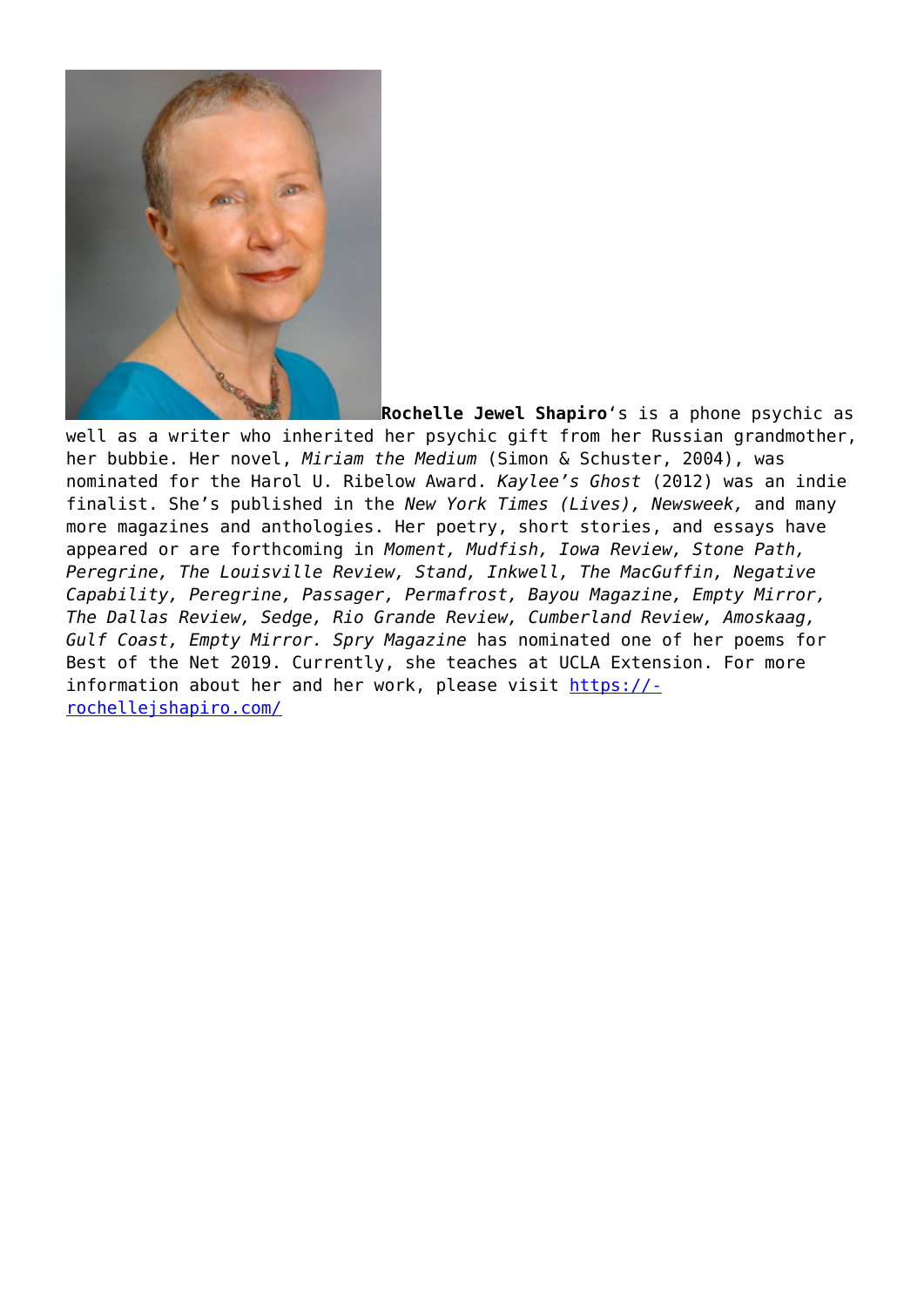**Rochelle Jewel Shapiro**'s is a phone psychic as well as a writer who inherited her psychic gift from her Russian grandmother, her bubbie. Her novel, *Miriam the Medium* (Simon & Schuster, 2004), was nominated for the Harol U. Ribelow Award. *Kaylee's Ghost* (2012) was an indie finalist. She's published in the *New York Times (Lives), Newsweek,* and many more magazines and anthologies. Her poetry, short stories, and essays have appeared or are forthcoming in *Moment, Mudfish, Iowa Review, Stone Path, Peregrine, The Louisville Review, Stand, Inkwell, The MacGuffin, Negative Capability, Peregrine, Passager, Permafrost, Bayou Magazine, Empty Mirror, The Dallas Review, Sedge, Rio Grande Review, Cumberland Review, Amoskaag, Gulf Coast, Empty Mirror. Spry Magazine* has nominated one of her poems for Best of the Net 2019. Currently, she teaches at UCLA Extension. For more information about her and her work, please visit [https://rochellejshapiro.com/](https://rochellejshapiro.com/)